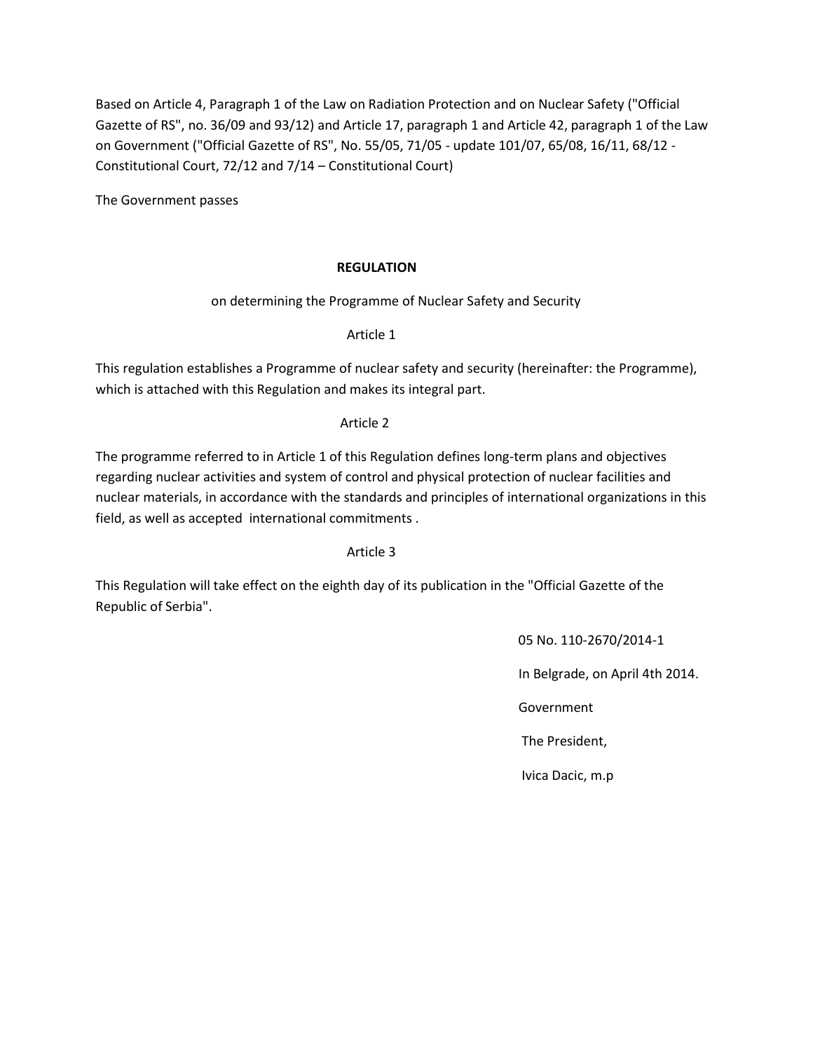Based on Article 4, Paragraph 1 of the Law on Radiation Protection and on Nuclear Safety ("Official Gazette of RS", no. 36/09 and 93/12) and Article 17, paragraph 1 and Article 42, paragraph 1 of the Law on Government ("Official Gazette of RS", No. 55/05, 71/05 - update 101/07, 65/08, 16/11, 68/12 - Constitutional Court, 72/12 and 7/14 – Constitutional Court)

The Government passes

# REGULATION

on determining the Programme of Nuclear Safety and Security

Article 1

This regulation establishes a Programme of nuclear safety and security (hereinafter: the Programme), which is attached with this Regulation and makes its integral part.

Article 2

The programme referred to in Article 1 of this Regulation defines long-term plans and objectives regarding nuclear activities and system of control and physical protection of nuclear facilities and nuclear materials, in accordance with the standards and principles of international organizations in this field, as well as accepted international commitments .

Article 3

This Regulation will take effect on the eighth day of its publication in the "Official Gazette of the Republic of Serbia".

05 No. 110-2670/2014-1

In Belgrade, on April 4th 2014.

Government

The President,

Ivica Dacic, m.p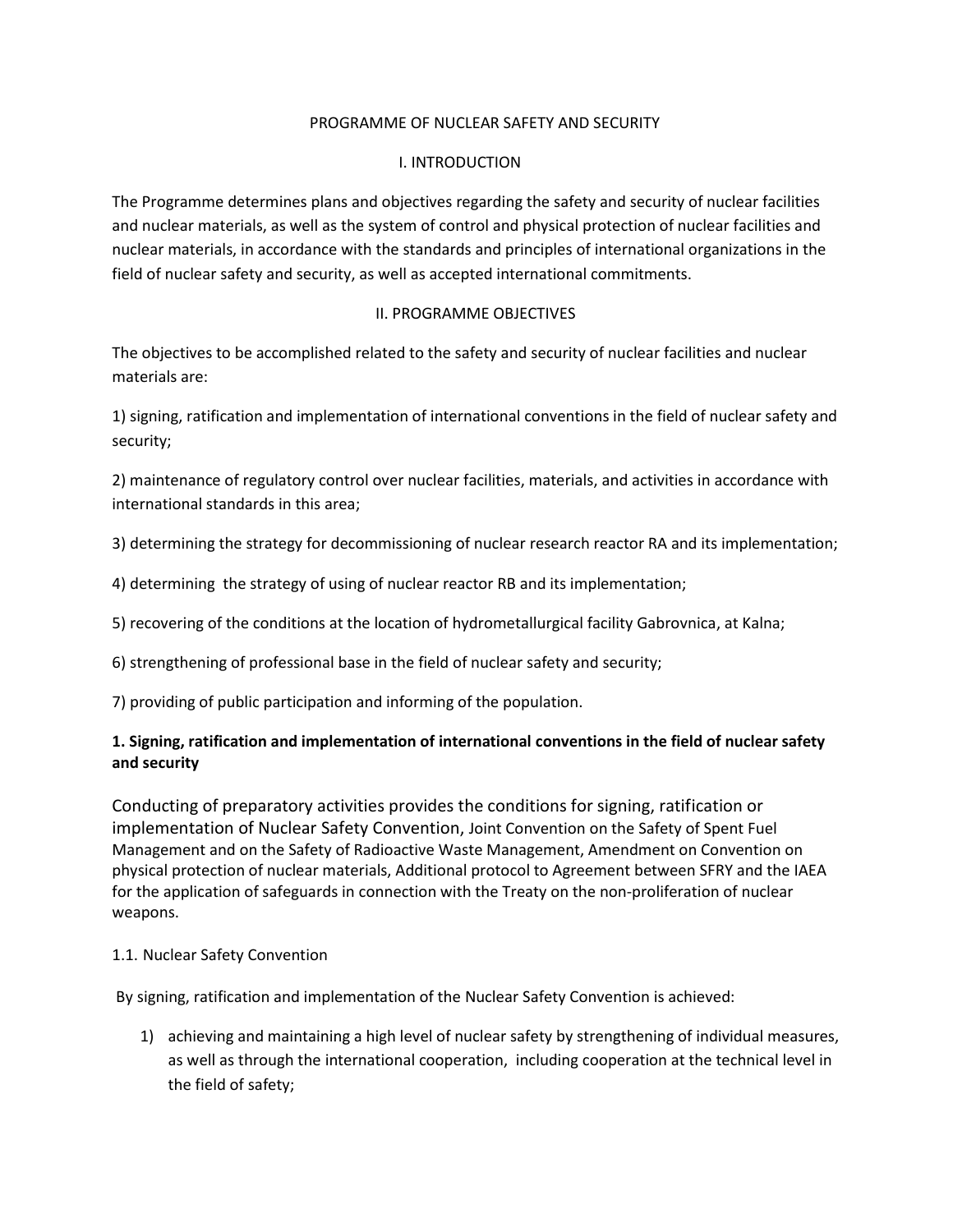PROGRAMME OF NUCLEAR SAFETY AND SECURITY

I. INTRODUCTION

The Programme determines plans and objectives regarding the safety and security of nuclear facilities and nuclear materials, as well as the system of control and physical protection of nuclear facilities and nuclear materials, in accordance with the standards and principles of international organizations in the field of nuclear safety and security, as well as accepted international commitments.

II. PROGRAMME OBJECTIVES

The objectives to be accomplished related to the safety and security of nuclear facilities and nuclear materials are:

1) signing, ratification and implementation of international conventions in the field of nuclear safety and security;

2) maintenance of regulatory control over nuclear facilities, materials, and activities in accordance with international standards in this area;

3) determining the strategy for decommissioning of nuclear research reactor RA and its implementation;

4) determining the strategy of using of nuclear reactor RB and its implementation;

5) recovering of the conditions at the location of hydrometallurgical facility Gabrovnica, at Kalna;

6) strengthening of professional base in the field of nuclear safety and security;

7) providing of public participation and informing of the population.

**1. Signing, ratification and implementation of international conventions in the field of nuclear safety and security**

Conducting of preparatory activities provides the conditions for signing, ratification or implementation of Nuclear Safety Convention, Joint Convention on the Safety of Spent Fuel Management and on the Safety of Radioactive Waste Management, Amendment on Convention on physical protection of nuclear materials, Additional protocol to Agreement between SFRY and the IAEA for the application of safeguards in connection with the Treaty on the non-proliferation of nuclear weapons.

1.1. Nuclear Safety Convention

By signing, ratification and implementation of the Nuclear Safety Convention is achieved:

1) achieving and maintaining a high level of nuclear safety by strengthening of individual measures, as well as through the international cooperation, including cooperation at the technical level in the field of safety;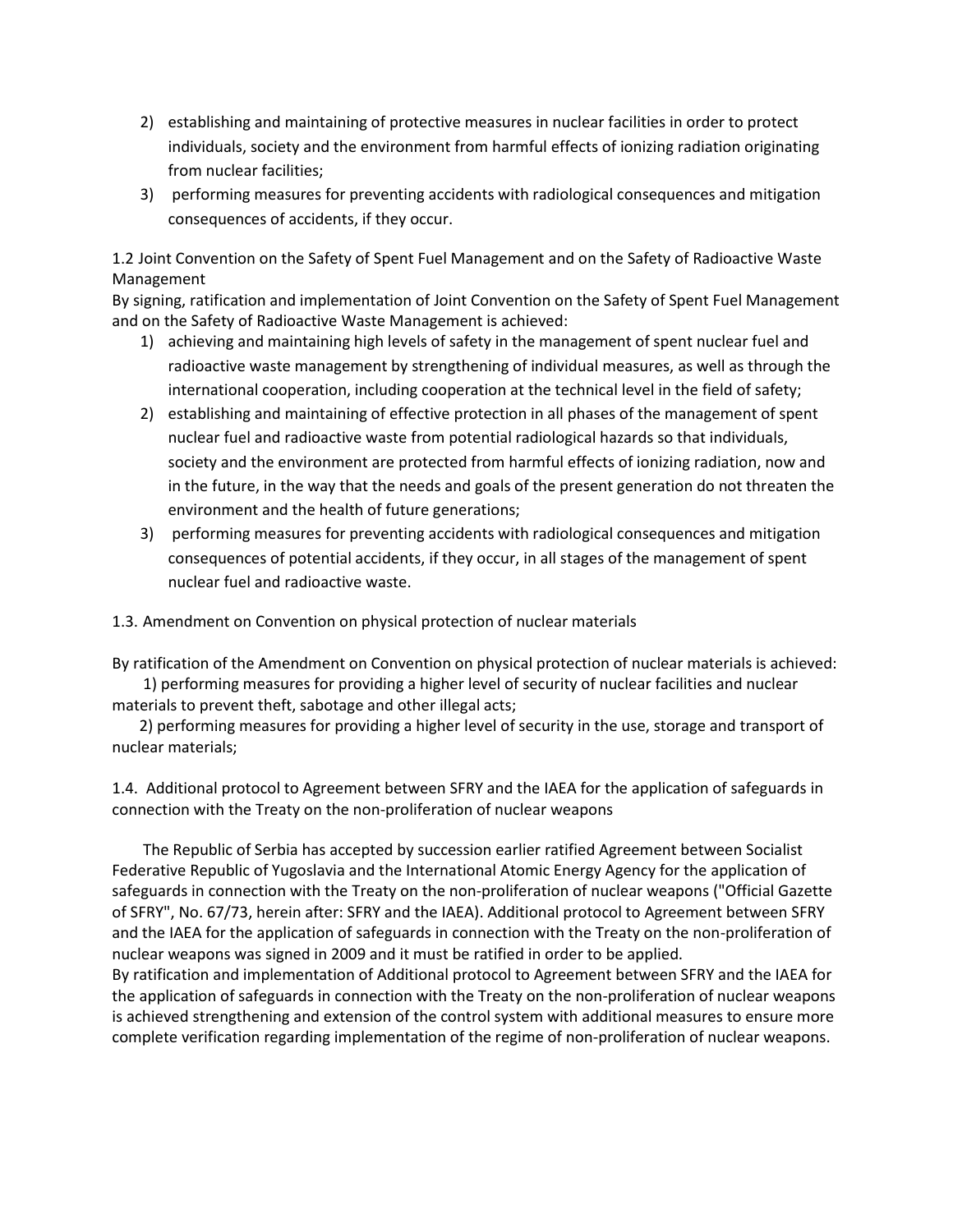2) establishing and maintaining of protective measures in nuclear facilities in order to protect individuals, society and the environment from harmful effects of ionizing radiation originating from nuclear facilities;
3) performing measures for preventing accidents with radiological consequences and mitigation consequences of accidents, if they occur.

1.2 Joint Convention on the Safety of Spent Fuel Management and on the Safety of Radioactive Waste Management

By signing, ratification and implementation of Joint Convention on the Safety of Spent Fuel Management and on the Safety of Radioactive Waste Management is achieved:

1) achieving and maintaining high levels of safety in the management of spent nuclear fuel and radioactive waste management by strengthening of individual measures, as well as through the international cooperation, including cooperation at the technical level in the field of safety;
2) establishing and maintaining of effective protection in all phases of the management of spent nuclear fuel and radioactive waste from potential radiological hazards so that individuals, society and the environment are protected from harmful effects of ionizing radiation, now and in the future, in the way that the needs and goals of the present generation do not threaten the environment and the health of future generations;
3) performing measures for preventing accidents with radiological consequences and mitigation consequences of potential accidents, if they occur, in all stages of the management of spent nuclear fuel and radioactive waste.

1.3. Amendment on Convention on physical protection of nuclear materials

By ratification of the Amendment on Convention on physical protection of nuclear materials is achieved:

1) performing measures for providing a higher level of security of nuclear facilities and nuclear materials to prevent theft, sabotage and other illegal acts;
2) performing measures for providing a higher level of security in the use, storage and transport of nuclear materials;

1.4. Additional protocol to Agreement between SFRY and the IAEA for the application of safeguards in connection with the Treaty on the non-proliferation of nuclear weapons

The Republic of Serbia has accepted by succession earlier ratified Agreement between Socialist Federative Republic of Yugoslavia and the International Atomic Energy Agency for the application of safeguards in connection with the Treaty on the non-proliferation of nuclear weapons ("Official Gazette of SFRY", No. 67/73, herein after: SFRY and the IAEA). Additional protocol to Agreement between SFRY and the IAEA for the application of safeguards in connection with the Treaty on the non-proliferation of nuclear weapons was signed in 2009 and it must be ratified in order to be applied.

By ratification and implementation of Additional protocol to Agreement between SFRY and the IAEA for the application of safeguards in connection with the Treaty on the non-proliferation of nuclear weapons is achieved strengthening and extension of the control system with additional measures to ensure more complete verification regarding implementation of the regime of non-proliferation of nuclear weapons.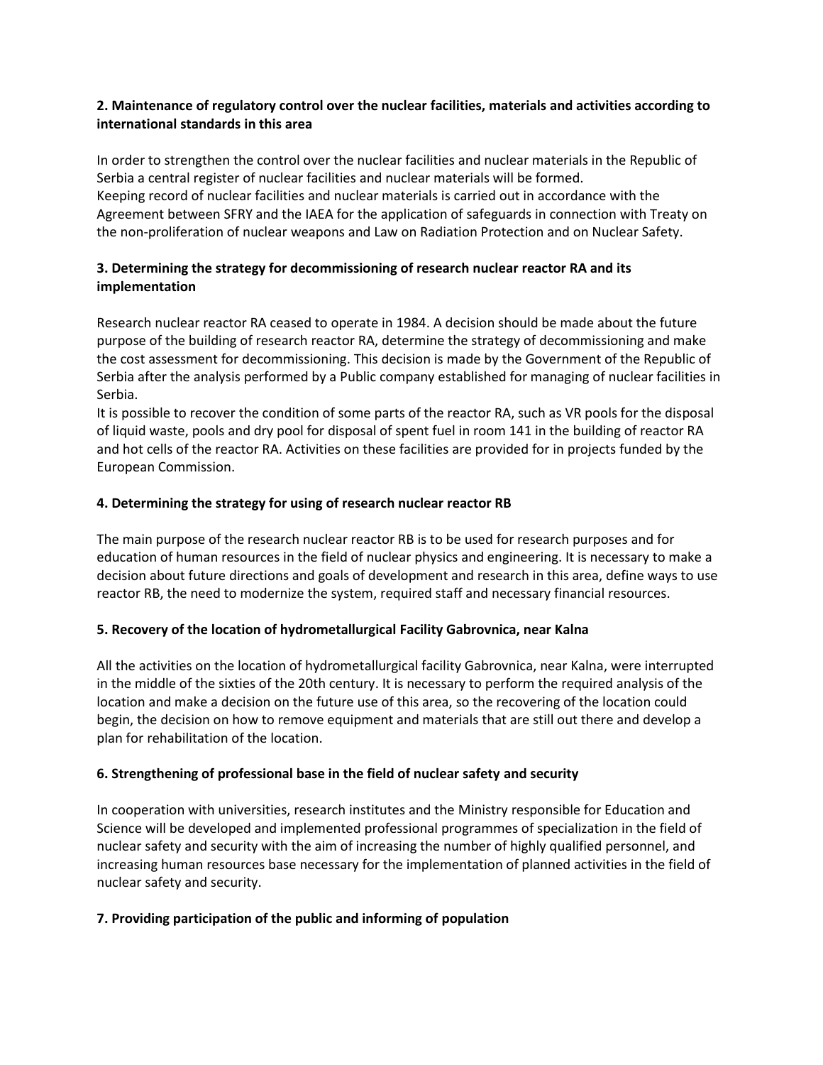**2. Maintenance of regulatory control over the nuclear facilities, materials and activities according to international standards in this area**

In order to strengthen the control over the nuclear facilities and nuclear materials in the Republic of Serbia a central register of nuclear facilities and nuclear materials will be formed.
Keeping record of nuclear facilities and nuclear materials is carried out in accordance with the Agreement between SFRY and the IAEA for the application of safeguards in connection with Treaty on the non-proliferation of nuclear weapons and Law on Radiation Protection and on Nuclear Safety.

**3. Determining the strategy for decommissioning of research nuclear reactor RA and its implementation**

Research nuclear reactor RA ceased to operate in 1984. A decision should be made about the future purpose of the building of research reactor RA, determine the strategy of decommissioning and make the cost assessment for decommissioning. This decision is made by the Government of the Republic of Serbia after the analysis performed by a Public company established for managing of nuclear facilities in Serbia.
It is possible to recover the condition of some parts of the reactor RA, such as VR pools for the disposal of liquid waste, pools and dry pool for disposal of spent fuel in room 141 in the building of reactor RA and hot cells of the reactor RA. Activities on these facilities are provided for in projects funded by the European Commission.

**4. Determining the strategy for using of research nuclear reactor RB**

The main purpose of the research nuclear reactor RB is to be used for research purposes and for education of human resources in the field of nuclear physics and engineering. It is necessary to make a decision about future directions and goals of development and research in this area, define ways to use reactor RB, the need to modernize the system, required staff and necessary financial resources.

**5. Recovery of the location of hydrometallurgical Facility Gabrovnica, near Kalna**

All the activities on the location of hydrometallurgical facility Gabrovnica, near Kalna, were interrupted in the middle of the sixties of the 20th century. It is necessary to perform the required analysis of the location and make a decision on the future use of this area, so the recovering of the location could begin, the decision on how to remove equipment and materials that are still out there and develop a plan for rehabilitation of the location.

**6. Strengthening of professional base in the field of nuclear safety and security**

In cooperation with universities, research institutes and the Ministry responsible for Education and Science will be developed and implemented professional programmes of specialization in the field of nuclear safety and security with the aim of increasing the number of highly qualified personnel, and increasing human resources base necessary for the implementation of planned activities in the field of nuclear safety and security.

**7. Providing participation of the public and informing of population**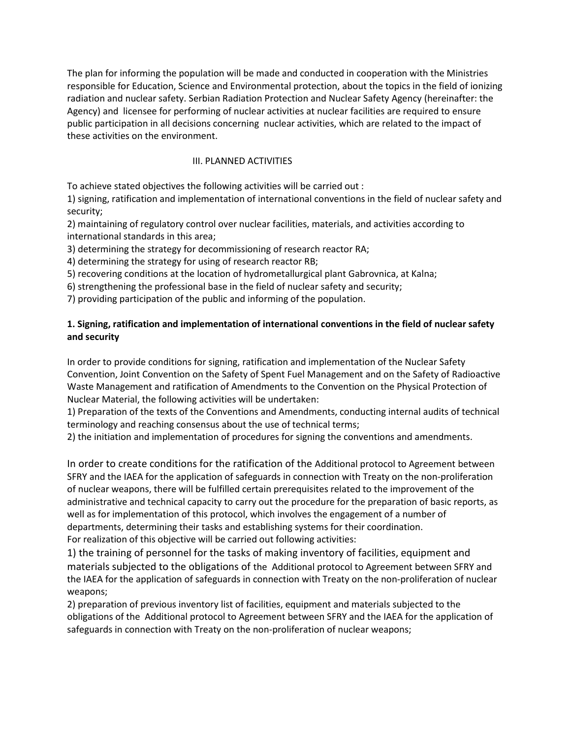The plan for informing the population will be made and conducted in cooperation with the Ministries responsible for Education, Science and Environmental protection, about the topics in the field of ionizing radiation and nuclear safety. Serbian Radiation Protection and Nuclear Safety Agency (hereinafter: the Agency) and licensee for performing of nuclear activities at nuclear facilities are required to ensure public participation in all decisions concerning nuclear activities, which are related to the impact of these activities on the environment.

## III. PLANNED ACTIVITIES

To achieve stated objectives the following activities will be carried out :

1) signing, ratification and implementation of international conventions in the field of nuclear safety and security;
2) maintaining of regulatory control over nuclear facilities, materials, and activities according to international standards in this area;
3) determining the strategy for decommissioning of research reactor RA;
4) determining the strategy for using of research reactor RB;
5) recovering conditions at the location of hydrometallurgical plant Gabrovnica, at Kalna;
6) strengthening the professional base in the field of nuclear safety and security;
7) providing participation of the public and informing of the population.

### 1. Signing, ratification and implementation of international conventions in the field of nuclear safety and security

In order to provide conditions for signing, ratification and implementation of the Nuclear Safety Convention, Joint Convention on the Safety of Spent Fuel Management and on the Safety of Radioactive Waste Management and ratification of Amendments to the Convention on the Physical Protection of Nuclear Material, the following activities will be undertaken:

1) Preparation of the texts of the Conventions and Amendments, conducting internal audits of technical terminology and reaching consensus about the use of technical terms;
2) the initiation and implementation of procedures for signing the conventions and amendments.

In order to create conditions for the ratification of the Additional protocol to Agreement between SFRY and the IAEA for the application of safeguards in connection with Treaty on the non-proliferation of nuclear weapons, there will be fulfilled certain prerequisites related to the improvement of the administrative and technical capacity to carry out the procedure for the preparation of basic reports, as well as for implementation of this protocol, which involves the engagement of a number of departments, determining their tasks and establishing systems for their coordination.
For realization of this objective will be carried out following activities:

1) the training of personnel for the tasks of making inventory of facilities, equipment and materials subjected to the obligations of the Additional protocol to Agreement between SFRY and the IAEA for the application of safeguards in connection with Treaty on the non-proliferation of nuclear weapons;
2) preparation of previous inventory list of facilities, equipment and materials subjected to the obligations of the Additional protocol to Agreement between SFRY and the IAEA for the application of safeguards in connection with Treaty on the non-proliferation of nuclear weapons;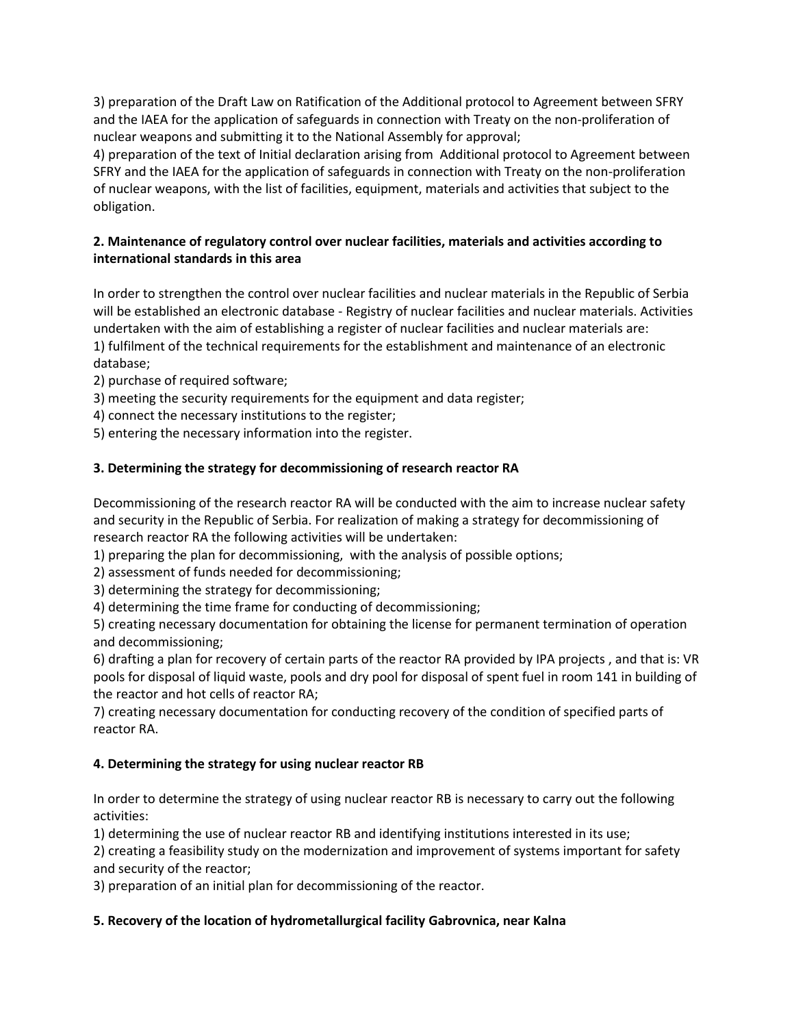3) preparation of the Draft Law on Ratification of the Additional protocol to Agreement between SFRY and the IAEA for the application of safeguards in connection with Treaty on the non-proliferation of nuclear weapons and submitting it to the National Assembly for approval;

4) preparation of the text of Initial declaration arising from Additional protocol to Agreement between SFRY and the IAEA for the application of safeguards in connection with Treaty on the non-proliferation of nuclear weapons, with the list of facilities, equipment, materials and activities that subject to the obligation.

**2. Maintenance of regulatory control over nuclear facilities, materials and activities according to international standards in this area**

In order to strengthen the control over nuclear facilities and nuclear materials in the Republic of Serbia will be established an electronic database - Registry of nuclear facilities and nuclear materials. Activities undertaken with the aim of establishing a register of nuclear facilities and nuclear materials are:

1) fulfilment of the technical requirements for the establishment and maintenance of an electronic database;
2) purchase of required software;
3) meeting the security requirements for the equipment and data register;
4) connect the necessary institutions to the register;
5) entering the necessary information into the register.

**3. Determining the strategy for decommissioning of research reactor RA**

Decommissioning of the research reactor RA will be conducted with the aim to increase nuclear safety and security in the Republic of Serbia. For realization of making a strategy for decommissioning of research reactor RA the following activities will be undertaken:

1) preparing the plan for decommissioning, with the analysis of possible options;
2) assessment of funds needed for decommissioning;
3) determining the strategy for decommissioning;
4) determining the time frame for conducting of decommissioning;
5) creating necessary documentation for obtaining the license for permanent termination of operation and decommissioning;
6) drafting a plan for recovery of certain parts of the reactor RA provided by IPA projects , and that is: VR pools for disposal of liquid waste, pools and dry pool for disposal of spent fuel in room 141 in building of the reactor and hot cells of reactor RA;
7) creating necessary documentation for conducting recovery of the condition of specified parts of reactor RA.

**4. Determining the strategy for using nuclear reactor RB**

In order to determine the strategy of using nuclear reactor RB is necessary to carry out the following activities:

1) determining the use of nuclear reactor RB and identifying institutions interested in its use;
2) creating a feasibility study on the modernization and improvement of systems important for safety and security of the reactor;
3) preparation of an initial plan for decommissioning of the reactor.

**5. Recovery of the location of hydrometallurgical facility Gabrovnica, near Kalna**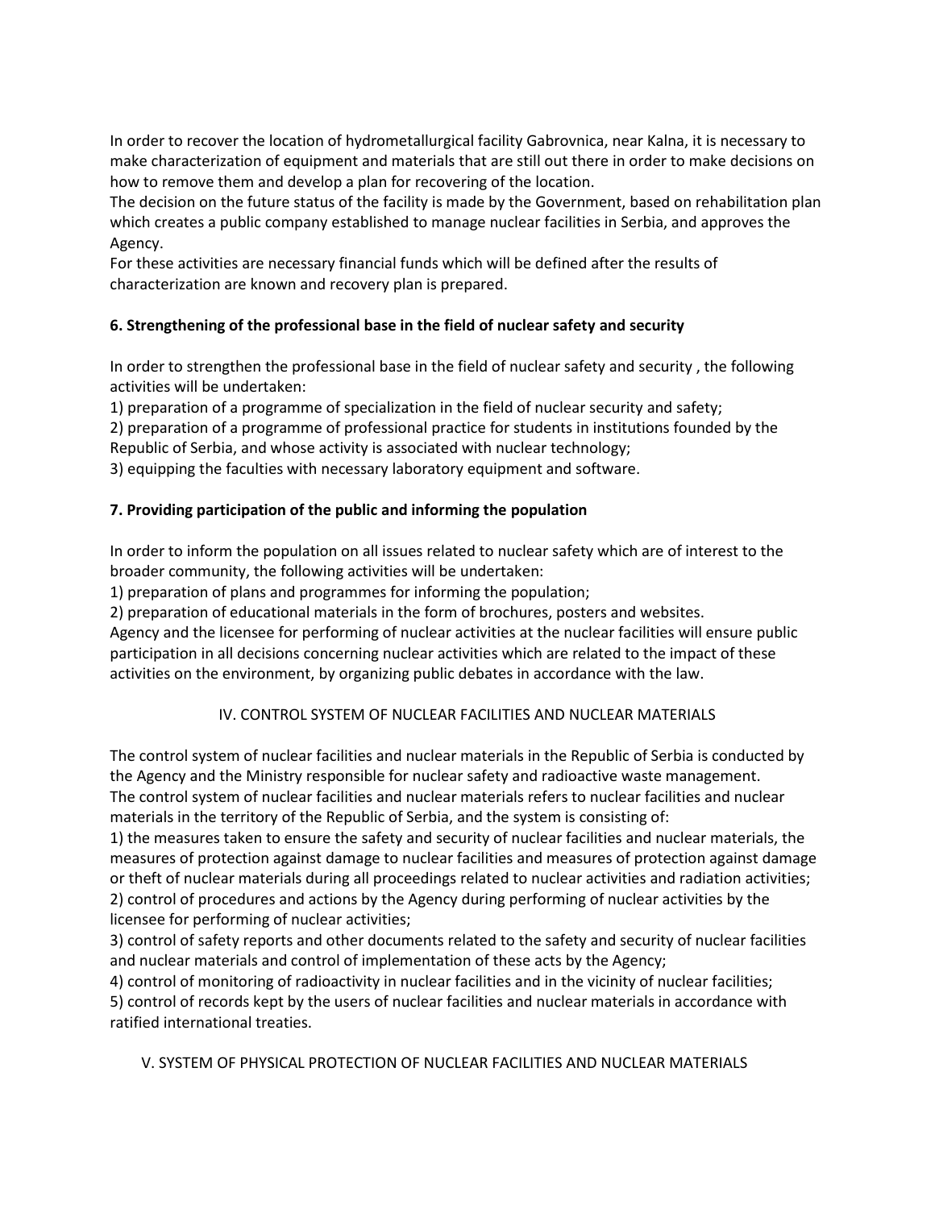In order to recover the location of hydrometallurgical facility Gabrovnica, near Kalna, it is necessary to make characterization of equipment and materials that are still out there in order to make decisions on how to remove them and develop a plan for recovering of the location.
The decision on the future status of the facility is made by the Government, based on rehabilitation plan which creates a public company established to manage nuclear facilities in Serbia, and approves the Agency.
For these activities are necessary financial funds which will be defined after the results of characterization are known and recovery plan is prepared.

**6. Strengthening of the professional base in the field of nuclear safety and security**

In order to strengthen the professional base in the field of nuclear safety and security , the following activities will be undertaken:

1) preparation of a programme of specialization in the field of nuclear security and safety;
2) preparation of a programme of professional practice for students in institutions founded by the Republic of Serbia, and whose activity is associated with nuclear technology;
3) equipping the faculties with necessary laboratory equipment and software.

**7. Providing participation of the public and informing the population**

In order to inform the population on all issues related to nuclear safety which are of interest to the broader community, the following activities will be undertaken:

1) preparation of plans and programmes for informing the population;
2) preparation of educational materials in the form of brochures, posters and websites.

Agency and the licensee for performing of nuclear activities at the nuclear facilities will ensure public participation in all decisions concerning nuclear activities which are related to the impact of these activities on the environment, by organizing public debates in accordance with the law.

## IV. CONTROL SYSTEM OF NUCLEAR FACILITIES AND NUCLEAR MATERIALS

The control system of nuclear facilities and nuclear materials in the Republic of Serbia is conducted by the Agency and the Ministry responsible for nuclear safety and radioactive waste management.
The control system of nuclear facilities and nuclear materials refers to nuclear facilities and nuclear materials in the territory of the Republic of Serbia, and the system is consisting of:

1) the measures taken to ensure the safety and security of nuclear facilities and nuclear materials, the measures of protection against damage to nuclear facilities and measures of protection against damage or theft of nuclear materials during all proceedings related to nuclear activities and radiation activities;
2) control of procedures and actions by the Agency during performing of nuclear activities by the licensee for performing of nuclear activities;
3) control of safety reports and other documents related to the safety and security of nuclear facilities and nuclear materials and control of implementation of these acts by the Agency;
4) control of monitoring of radioactivity in nuclear facilities and in the vicinity of nuclear facilities;
5) control of records kept by the users of nuclear facilities and nuclear materials in accordance with ratified international treaties.

## V. SYSTEM OF PHYSICAL PROTECTION OF NUCLEAR FACILITIES AND NUCLEAR MATERIALS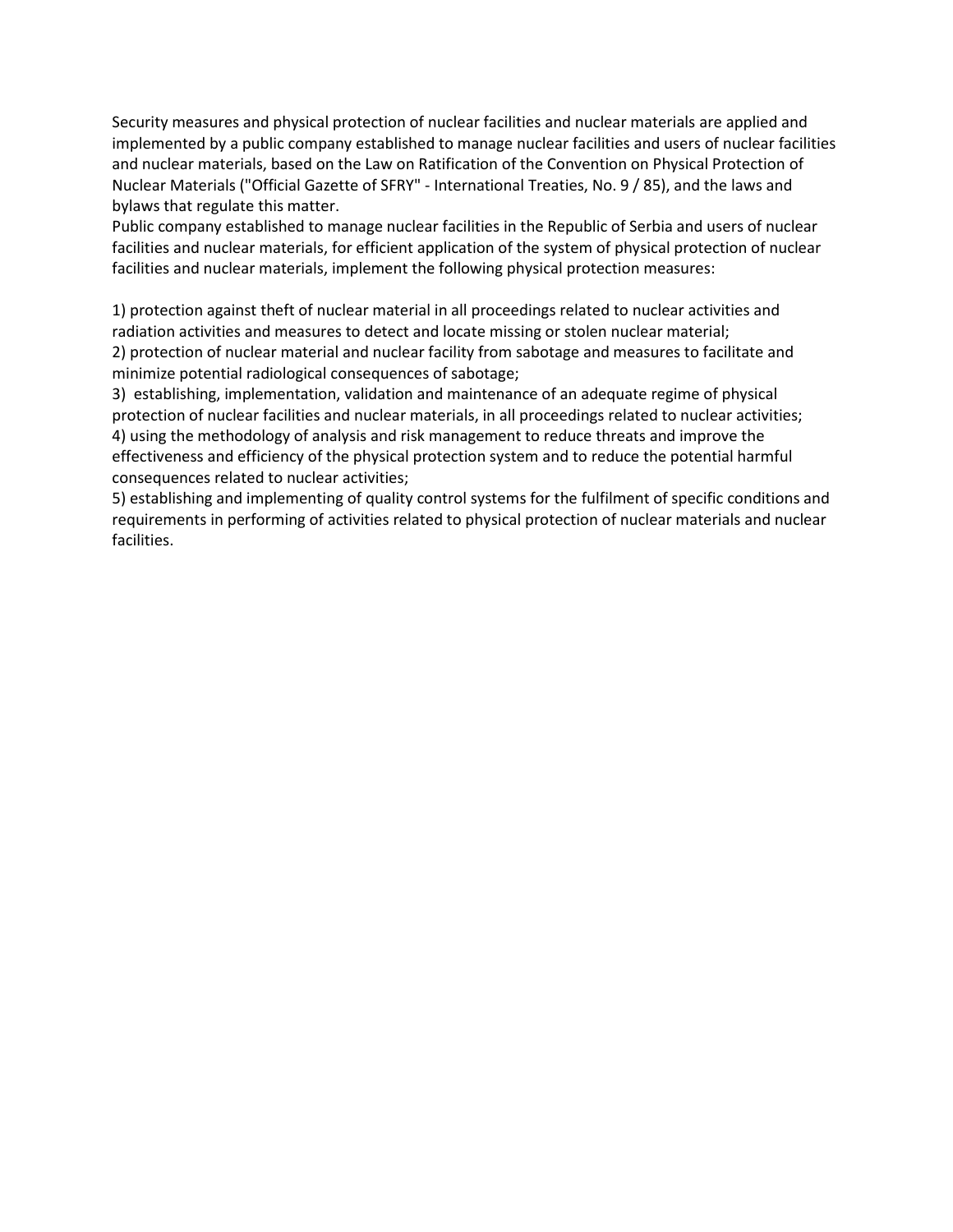Security measures and physical protection of nuclear facilities and nuclear materials are applied and implemented by a public company established to manage nuclear facilities and users of nuclear facilities and nuclear materials, based on the Law on Ratification of the Convention on Physical Protection of Nuclear Materials ("Official Gazette of SFRY" - International Treaties, No. 9 / 85), and the laws and bylaws that regulate this matter.

Public company established to manage nuclear facilities in the Republic of Serbia and users of nuclear facilities and nuclear materials, for efficient application of the system of physical protection of nuclear facilities and nuclear materials, implement the following physical protection measures:

1) protection against theft of nuclear material in all proceedings related to nuclear activities and radiation activities and measures to detect and locate missing or stolen nuclear material;
2) protection of nuclear material and nuclear facility from sabotage and measures to facilitate and minimize potential radiological consequences of sabotage;
3) establishing, implementation, validation and maintenance of an adequate regime of physical protection of nuclear facilities and nuclear materials, in all proceedings related to nuclear activities;
4) using the methodology of analysis and risk management to reduce threats and improve the effectiveness and efficiency of the physical protection system and to reduce the potential harmful consequences related to nuclear activities;
5) establishing and implementing of quality control systems for the fulfilment of specific conditions and requirements in performing of activities related to physical protection of nuclear materials and nuclear facilities.